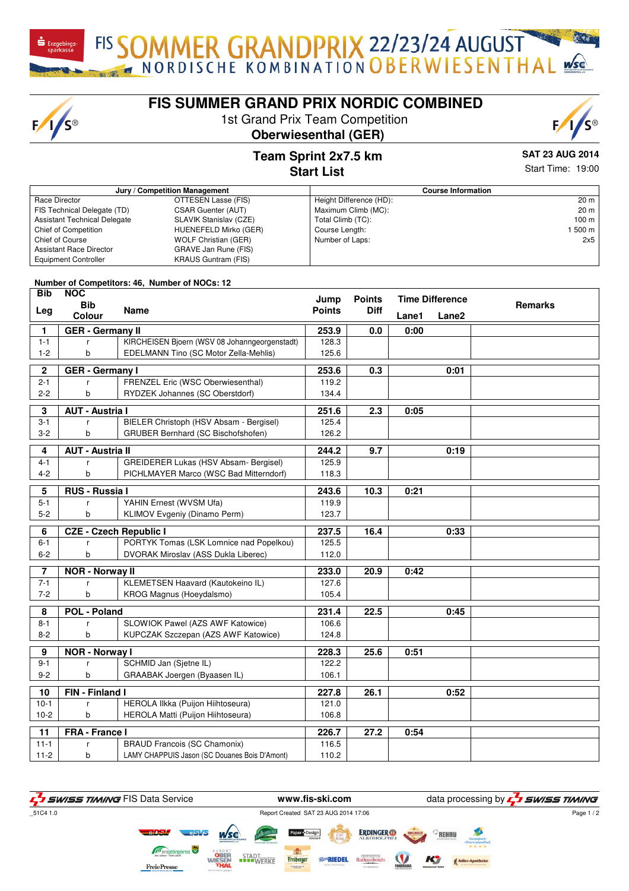FIS SOMMER GRANDPRIX 22/23/24 AUGUST NORDISCHE KOMBINATION OBERWIESENTHAL

# FIS SUMMER GRAND PRIX NORDIC COMBINED

1st Grand Prix Team Competition

**Oberwiesenthal (GER)**

## Team Sprint 2x7.5 km
## Start List

**SAT 23 AUG 2014**
Start Time: 19:00

| Jury / Competition Management | |
|---|---|
| Race Director | OTTESEN Lasse (FIS) |
| FIS Technical Delegate (TD) | CSAR Guenter (AUT) |
| Assistant Technical Delegate | SLAVIK Stanislav (CZE) |
| Chief of Competition | HUENEFELD Mirko (GER) |
| Chief of Course | WOLF Christian (GER) |
| Assistant Race Director | GRAVE Jan Rune (FIS) |
| Equipment Controller | KRAUS Guntram (FIS) |

| Course Information | |
|---|---|
| Height Difference (HD): | 20 m |
| Maximum Climb (MC): | 20 m |
| Total Climb (TC): | 100 m |
| Course Length: | 1 500 m |
| Number of Laps: | 2x5 |

**Number of Competitors: 46, Number of NOCs: 12**

| Bib / Leg | NOC / Bib Colour | Name | Jump Points | Points Diff | Time Difference Lane1 | Time Difference Lane2 | Remarks |
|---|---|---|---|---|---|---|---|
| **1** | **GER - Germany II** | | **253.9** | **0.0** | **0:00** | | |
| 1-1 | r | KIRCHEISEN Bjoern (WSV 08 Johanngeorgenstadt) | 128.3 | | | | |
| 1-2 | b | EDELMANN Tino (SC Motor Zella-Mehlis) | 125.6 | | | | |
| **2** | **GER - Germany I** | | **253.6** | **0.3** | | **0:01** | |
| 2-1 | r | FRENZEL Eric (WSC Oberwiesenthal) | 119.2 | | | | |
| 2-2 | b | RYDZEK Johannes (SC Oberstdorf) | 134.4 | | | | |
| **3** | **AUT - Austria I** | | **251.6** | **2.3** | **0:05** | | |
| 3-1 | r | BIELER Christoph (HSV Absam - Bergisel) | 125.4 | | | | |
| 3-2 | b | GRUBER Bernhard (SC Bischofshofen) | 126.2 | | | | |
| **4** | **AUT - Austria II** | | **244.2** | **9.7** | | **0:19** | |
| 4-1 | r | GREIDERER Lukas (HSV Absam- Bergisel) | 125.9 | | | | |
| 4-2 | b | PICHLMAYER Marco (WSC Bad Mitterndorf) | 118.3 | | | | |
| **5** | **RUS - Russia I** | | **243.6** | **10.3** | **0:21** | | |
| 5-1 | r | YAHIN Ernest (WVSM Ufa) | 119.9 | | | | |
| 5-2 | b | KLIMOV Evgeniy (Dinamo Perm) | 123.7 | | | | |
| **6** | **CZE - Czech Republic I** | | **237.5** | **16.4** | | **0:33** | |
| 6-1 | r | PORTYK Tomas (LSK Lomnice nad Popelkou) | 125.5 | | | | |
| 6-2 | b | DVORAK Miroslav (ASS Dukla Liberec) | 112.0 | | | | |
| **7** | **NOR - Norway II** | | **233.0** | **20.9** | **0:42** | | |
| 7-1 | r | KLEMETSEN Haavard (Kautokeino IL) | 127.6 | | | | |
| 7-2 | b | KROG Magnus (Hoeydalsmo) | 105.4 | | | | |
| **8** | **POL - Poland** | | **231.4** | **22.5** | | **0:45** | |
| 8-1 | r | SLOWIOK Pawel (AZS AWF Katowice) | 106.6 | | | | |
| 8-2 | b | KUPCZAK Szczepan (AZS AWF Katowice) | 124.8 | | | | |
| **9** | **NOR - Norway I** | | **228.3** | **25.6** | **0:51** | | |
| 9-1 | r | SCHMID Jan (Sjetne IL) | 122.2 | | | | |
| 9-2 | b | GRAABAK Joergen (Byaasen IL) | 106.1 | | | | |
| **10** | **FIN - Finland I** | | **227.8** | **26.1** | | **0:52** | |
| 10-1 | r | HEROLA Ilkka (Puijon Hiihtoseura) | 121.0 | | | | |
| 10-2 | b | HEROLA Matti (Puijon Hiihtoseura) | 106.8 | | | | |
| **11** | **FRA - France I** | | **226.7** | **27.2** | **0:54** | | |
| 11-1 | r | BRAUD Francois (SC Chamonix) | 116.5 | | | | |
| 11-2 | b | LAMY CHAPPUIS Jason (SC Douanes Bois D'Amont) | 110.2 | | | | |

SWISS TIMING FIS Data Service www.fis-ski.com data processing by SWISS TIMING

_51C4 1.0 Report Created SAT 23 AUG 2014 17:06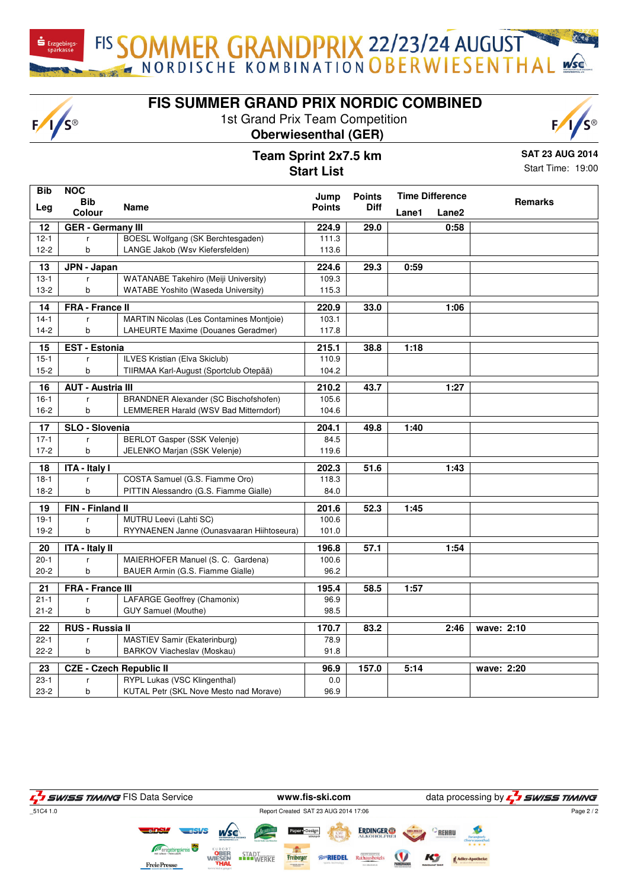# FIS SUMMER GRAND PRIX NORDIC COMBINED

1st Grand Prix Team Competition

**Oberwiesenthal (GER)**

## Team Sprint 2x7.5 km
## Start List

**SAT 23 AUG 2014**
Start Time: 19:00

| Bib / Leg | NOC / Bib Colour | Name | Jump Points | Points Diff | Time Difference Lane1 | Time Difference Lane2 | Remarks |
|---|---|---|---|---|---|---|---|
| **12** | **GER - Germany III** | | **224.9** | **29.0** | | **0:58** | |
| 12-1 | r | BOESL Wolfgang (SK Berchtesgaden) | 111.3 | | | | |
| 12-2 | b | LANGE Jakob (Wsv Kiefersfelden) | 113.6 | | | | |
| **13** | **JPN - Japan** | | **224.6** | **29.3** | **0:59** | | |
| 13-1 | r | WATANABE Takehiro (Meiji University) | 109.3 | | | | |
| 13-2 | b | WATABE Yoshito (Waseda University) | 115.3 | | | | |
| **14** | **FRA - France II** | | **220.9** | **33.0** | | **1:06** | |
| 14-1 | r | MARTIN Nicolas (Les Contamines Montjoie) | 103.1 | | | | |
| 14-2 | b | LAHEURTE Maxime (Douanes Geradmer) | 117.8 | | | | |
| **15** | **EST - Estonia** | | **215.1** | **38.8** | **1:18** | | |
| 15-1 | r | ILVES Kristian (Elva Skiclub) | 110.9 | | | | |
| 15-2 | b | TIIRMAA Karl-August (Sportclub Otepää) | 104.2 | | | | |
| **16** | **AUT - Austria III** | | **210.2** | **43.7** | | **1:27** | |
| 16-1 | r | BRANDNER Alexander (SC Bischofshofen) | 105.6 | | | | |
| 16-2 | b | LEMMERER Harald (WSV Bad Mitterndorf) | 104.6 | | | | |
| **17** | **SLO - Slovenia** | | **204.1** | **49.8** | **1:40** | | |
| 17-1 | r | BERLOT Gasper (SSK Velenje) | 84.5 | | | | |
| 17-2 | b | JELENKO Marjan (SSK Velenje) | 119.6 | | | | |
| **18** | **ITA - Italy I** | | **202.3** | **51.6** | | **1:43** | |
| 18-1 | r | COSTA Samuel (G.S. Fiamme Oro) | 118.3 | | | | |
| 18-2 | b | PITTIN Alessandro (G.S. Fiamme Gialle) | 84.0 | | | | |
| **19** | **FIN - Finland II** | | **201.6** | **52.3** | **1:45** | | |
| 19-1 | r | MUTRU Leevi (Lahti SC) | 100.6 | | | | |
| 19-2 | b | RYYNAENEN Janne (Ounasvaaran Hiihtoseura) | 101.0 | | | | |
| **20** | **ITA - Italy II** | | **196.8** | **57.1** | | **1:54** | |
| 20-1 | r | MAIERHOFER Manuel (S. C. Gardena) | 100.6 | | | | |
| 20-2 | b | BAUER Armin (G.S. Fiamme Gialle) | 96.2 | | | | |
| **21** | **FRA - France III** | | **195.4** | **58.5** | **1:57** | | |
| 21-1 | r | LAFARGE Geoffrey (Chamonix) | 96.9 | | | | |
| 21-2 | b | GUY Samuel (Mouthe) | 98.5 | | | | |
| **22** | **RUS - Russia II** | | **170.7** | **83.2** | | **2:46** | **wave: 2:10** |
| 22-1 | r | MASTIEV Samir (Ekaterinburg) | 78.9 | | | | |
| 22-2 | b | BARKOV Viacheslav (Moskau) | 91.8 | | | | |
| **23** | **CZE - Czech Republic II** | | **96.9** | **157.0** | **5:14** | | **wave: 2:20** |
| 23-1 | r | RYPL Lukas (VSC Klingenthal) | 0.0 | | | | |
| 23-2 | b | KUTAL Petr (SKL Nove Mesto nad Morave) | 96.9 | | | | |

SWISS TIMING FIS Data Service www.fis-ski.com data processing by SWISS TIMING

_51C4 1.0 Report Created SAT 23 AUG 2014 17:06